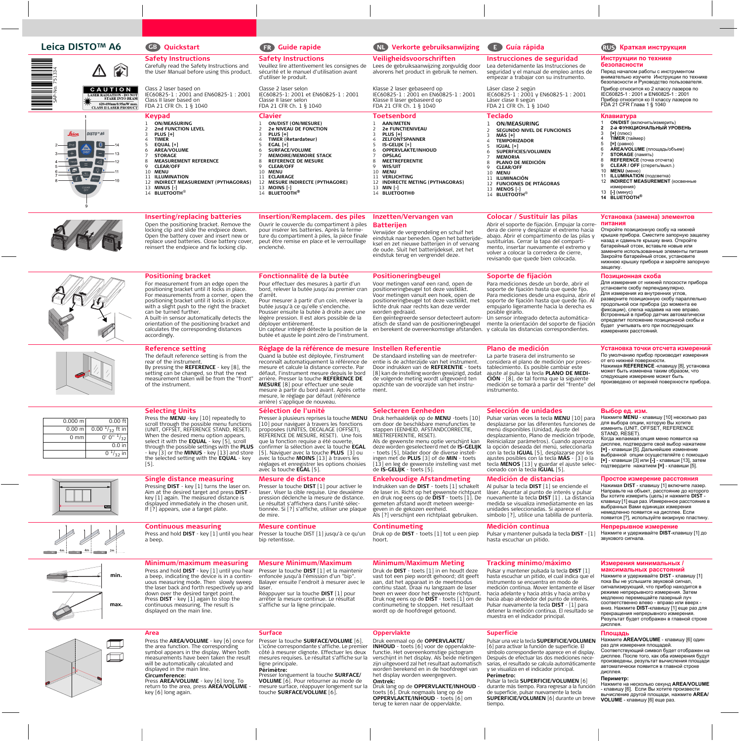# Leica DISTO™ A6

## GB Quickstart

### Safety Instructions

Carefully read the Safety Instructions and the User Manual before using this product.

Class 2 laser based on
IEC60825-1 : 2001 and EN60825-1 : 2001
Class II laser based on
FDA 21 CFR Ch. 1 § 1040

### Keypad

1. **ON/MEASURING**
2. **2nd FUNCTION LEVEL**
3. **PLUS [+]**
4. **TIMER**
5. **EQUAL [=]**
6. **AREA/VOLUME**
7. **STORAGE**
8. **MEASUREMENT REFERENCE**
9. **CLEAR/OFF**
10. **MENU**
11. **ILLUMINATION**
12. **INDIRECT MEASUREMENT (PYTHAGORAS)**
13. **MINUS [-]**
14. **BLUETOOTH®**

### Inserting/replacing batteries

Open the positioning bracket. Remove the locking clip and slide the endpiece down. Open the battery cover and insert new or replace used batteries. Close battery cover, reinsert the endpiece and fix locking clip.

### Positioning bracket

For measurement from an edge open the positioning bracket until it locks in place. For measurements from a corner, open the positioning bracket until it locks in place, with a slight push to the right the bracket can be turned further.
A built-in sensor automatically detects the orientation of the positioning bracket and calculates the corresponding distances accordingly.

### Reference setting

The default reference setting is from the rear of the instrument.
By pressing the **REFERENCE** - key [8], the setting can be changed, so that the next measurement taken will be from the "front" of the instrument.

### Selecting Units

| | |
|---|---|
| 0.000 m | 0.00 ft |
| 0.00 m | 0.00 1/32 ft in |
| 0 mm | 0' 0'' 1/32 |
| | 0.0 in |
| | 0 1/32 in |

Press the **MENU** -key [10] repeatedly to scroll through the possible menu functions (UNIT, OFFSET, REFERENCE STAND, RESET). When the desired menu option appears, select it with the **EQUAL** - key [5], scroll through the possible settings with the **PLUS** - key [3] or the **MINUS** - key [13] and store the selected setting with the **EQUAL** - key [5].

### Single distance measuring

Pressing **DIST** - key [1] turns the laser on. Aim at the desired target and press **DIST** - key [1] again. The measured distance is displayed immediately in the chosen unit. If [?] appears, use a target plate.

### Continuous measuring

Press and hold **DIST** - key [1] until you hear a beep.

### Minimum/maximum measuring

Press and hold **DIST** - key [1] until you hear a beep, indicating the device is in a continuous measuring mode. Then slowly sweep the laser back and forth respectively up and down over the desired target point.
Press **DIST** - key [1] again to stop the continuous measuring. The result is displayed on the main line.

### Area

Press the **AREA/VOLUME** - key [6] once for the area function. The corresponding symbol appears in the display. When both measurements have been taken the result will be automatically calculated and displayed in the main line.
**Circumference:**
Press **AREA/VOLUME** - key [6] long. To return to the area, press **AREA/VOLUME** - key [6] long again.

## FR Guide rapide

### Safety Instructions

Veuillez lire attentivement les consignes de sécurité et le manuel d'utilisation avant d'utiliser le produit.

Classe 2 laser selon
IEC60825-1: 2001 et EN60825-1 : 2001
Classe II laser selon
FDA 21 CFR Ch. 1 § 1040

### Clavier

1. **ON/DIST (ON/MESURE)**
2. **2e NIVEAU DE FONCTION**
3. **PLUS [+]**
4. **TIMER (Retardateur)**
5. **EGAL [=]**
6. **SURFACE/VOLUME**
7. **MEMOIRE/MEMOIRE STACK**
8. **REFERENCE DE MESURE**
9. **CLEAR/OFF**
10. **MENU**
11. **ECLAIRAGE**
12. **MESURE INDIRECTE (PYTHAGORE)**
13. **MOINS [-]**
14. **BLUETOOTH®**

### Insertion/Remplacem. des piles

Ouvrir le couvercle du compartiment à piles pour insérer les batteries. Après la fermeture du compartiment à piles, la pièce finale doit être remise en place et le verrouillage enclenché.

### Fonctionnalité de la butée

Pour effectuer des mesures à partir d'un bord, relever la butée jusqu'au premier cran d'arrêt.
Pour mesurer à partir d'un coin, relever la butée jusqu'à ce qu'elle s'enclenche. Pousser ensuite la butée à droite avec une légère pression. Il est alors possible de la déployer entièrement.
Un capteur intégré détecte la position de la butée et ajuste le point zéro de l'instrument.

### Réglage de la référence de mesure

Quand la butée est déployée, l'instrument reconnaît automatiquement la référence de mesure et calcule la distance correcte. Par défaut, l'instrument mesure depuis le bord arrière. Presser la touche **REFERENCE DE MESURE** [8] pour effectuer une seule mesure à partir du bord avant. Après cette mesure, le réglage par défaut (référence arrière) s'applique de nouveau.

### Sélection de l'unité

Presser à plusieurs reprises la touche **MENU** [10] pour naviguer à travers les fonctions proposées (UNITES, DECALAGE (OFFSET), REFERENCE DE MESURE, RESET). Une fois que la fonction requise a été ouverte, confirmer la sélection avec la touche **EGAL** [5]. Naviguer avec la touche **PLUS** [3] ou avec la touche **MOINS** [13] à travers les réglages et enregistrer les options choisies avec la touche **EGAL** [5].

### Mesure de distance

Presser la touche **DIST** [1] pour activer le laser. Viser la cible requise. Une deuxième pression déclenche la mesure de distance. Le résultat s'affichera dans l'unité sélectionnée. Si [?] s'affiche, utiliser une plaque de mire.

### Mesure continue

Presser la touche DIST [1] jusqu'à ce qu'un bip retentisse.

### Mesure Minimum/Maximum

Presser la touche **DIST** [1] et la maintenir enfoncée jusqu'à l'émission d'un "bip". Balayer ensuite l'endroit à mesurer avec le laser.
Réappuyer sur la touche **DIST** [1] pour arrêter la mesure continue. Le résultat s'affiche sur la ligne principale.

### Surface

Presser la touche **SURFACE/VOLUME** [6]. L'icône correspondante s'affiche. Le premier côté à mesurer clignote. Effectuer les deux mesures requises. Le résultat s'affiche sur la ligne principale.
**Périmètre:**
Presser longuement la touche **SURFACE/VOLUME** [6]. Pour retourner au mode de mesure surface, réappuyer longuement sur la touche **SURFACE/VOLUME** [6].

## NL Verkorte gebruiksanwijzing

### Veiligheidsvoorschriften

Lees de gebruiksaanwijzing zorgvuldig door alvorens het product in gebruik te nemen.

Klasse 2 laser gebaseerd op
IEC60825-1 : 2001 en EN60825-1 : 2001
Klasse II laser gebaseerd op
FDA 21 CFR Ch. 1 § 1040

### Toetsenbord

1. **AAN/METEN**
2. **2e FUNCTIENIVEAU**
3. **PLUS [+]**
4. **ZELFONTSPANNER**
5. **IS-GELIJK [=]**
6. **OPPERVLAKTE/INHOUD**
7. **OPSLAG**
8. **MEETREFERENTIE**
9. **WIS/UIT**
10. **MENU**
11. **VERLICHTING**
12. **INDIRECTE METING (PYTHAGORAS)**
13. **MIN [-]**
14. **BLUETOOTH®**

### Inzetten/Vervangen van Batterijen

Verwijder de vergrendeling en schuif het eindstuk naar beneden. Open het batterijdeksel en zet nieuwe batterijen in of vervang de oude. Sluit het batterijdeksel, zet het eindstuk terug en vergrendel deze.

### Positioneringbeugel

Voor metingen vanaf een rand, open de positioneringbeugel tot deze vastklikt.
Voor metingen vanuit een hoek, open de positioneringbeugel tot deze vastklikt, met lichte druk naar rechts kan deze verder worden gedraaid.
Een geïntegreerde sensor detecteert automatisch de stand van de positioneringbeugel en berekent de overeenkomstige afstanden.

### Instellen Referentie

De standaard instelling van de meetreferentie is de achterzijde van het instrument. Door indrukken van de **REFERENTIE** - toets [8] kan de instelling worden gewijzigd, zodat de volgende meting wordt uitgevoerd ten opzichte van de voorzijde van het instrument.

### Selecteren Eenheden

Druk herhaaldelijk op de **MENU** -toets [10] om door de beschikbare menufuncties te stappen (EENHEID, AFSTANDCORRECTIE, MEETREFERENTIE, RESET).
Als de gewenste menu optie verschijnt kan deze worden geselecteerd met de **IS-GELIJK** - toets [5], blader door de diverse instellingen met de **PLUS** [3] of de **MIN** - toets [13] en leg de gewenste instelling vast met de **IS-GELIJK** - toets [5].

### Enkelvoudige Afstandmeting

Indrukken van de **DIST** - toets [1] schakelt de laser in. Richt op het gewenste richtpunt en druk nog eens op de **DIST** - toets [1]. De gemeten afstand wordt meteen weergegeven in de gekozen eenheid.
Als [?] verschijnt een richtplaat gebruiken.

### Continumeting

Druk op de **DIST** - toets [1] tot u een piep hoort.

### Minimum/Maximum Meting

Druk de **DIST** - toets [1] in en houdt deze vast tot een piep wordt gehoord; dit geeft aan, dat het apparaat in de meetmodus continu staat. Draai nu langzaam de laser heen en weer over het gewenste richtpunt. Druk nog eens op de **DIST** - toets [1] om de continumeting te stoppen. Het resultaat wordt op de hoofdregel getoond.

### Oppervlakte

Druk eenmaal op de **OPPERVLAKTE/INHOUD** - toets [6] voor de oppervlaktefunctie. Het overeenkomstige pictogram verschijnt in het display. Als beide metingen zijn uitgevoerd zal het resultaat automatisch worden berekend en in de hoofdregel van het display worden weergegeven.
**Omtrek:**
Druk lang op de **OPPERVLAKTE/INHOUD** - toets [6]. Druk nogmaals lang op de **OPPERVLAKTE/INHOUD** - toets [6] om terug te keren naar de oppervlakte.

## E Guía rápida

### Instrucciones de seguridad

Lea detenidamente las Instrucciones de seguridad y el manual de empleo antes de empezar a trabajar con su instrumento.

Láser clase 2 según
IEC60825-1 : 2001 y EN60825-1 : 2001
Láser clase II según
FDA 21 CFR Ch. 1 § 1040

### Teclado

1. **ON/MEASURING**
2. **SEGUNDO NIVEL DE FUNCIONES**
3. **MÁS [+]**
4. **TEMPORIZADOR**
5. **IGUAL [=]**
6. **SUPERFICIES/VOLUMEN**
7. **MEMORIA**
8. **PLANO DE MEDICIÓN**
9. **CLEAR/OFF**
10. **MENU**
11. **ILUMINACIÓN**
12. **FUNCIONES DE PITÁGORAS**
13. **MENOS [-]**
14. **BLUETOOTH®**

### Colocar / Sustituir las pilas

Abrir el soporte de fijación. Empujar la corredera de cierre y desplazar el extremo hacia abajo. Abrir el compartimento de las pilas y sustituirlas. Cerrar la tapa del compartimento, insertar nuevamente el extremo y volver a colocar la corredera de cierre, revisando que quede bien colocada.

### Soporte de fijación

Para mediciones desde un borde, abrir el soporte de fijación hasta que quede fijo. Para mediciones desde una esquina, abrir el soporte de fijación hasta que quede fijo. Al empujarlo ligeramente hacia la derecha es posible girarlo.
Un sensor integrado detecta automáticamente la orientación del soporte de fijación y calcula las distancias correspondientes.

### Plano de medición

La parte trasera del instrumento se considera el plano de medición por preestablecimiento. Es posible cambiar este ajuste al pulsar la tecla **PLANO DE MEDICIÓN** - [8], de tal forma que la siguiente medición se tomará a partir del "frente" del instrumento.

### Selección de unidades

Pulsar varias veces la tecla **MENU** [10] para desplazarse por las diferentes funciones de menú disponibles (Unidad, Ajuste del desplazamiento, Plano de medición trípode, Reinicializar parámetros). Cuando aparezca la opción deseada del menú, seleccionarla con la tecla **IGUAL** [5], desplazarse por los ajustes posibles con la tecla **MÁS** - [3] o la tecla **MENOS** [13] y guardar el ajuste seleccionado con la tecla **IGUAL** [5].

### Medición de distancias

Al pulsar la tecla **DIST** [1] se enciende el láser. Apuntar al punto de interés y pulsar nuevamente la tecla **DIST** [1]. La distancia medida se visualiza inmediatamente en las unidades seleccionadas. Si aparece el símbolo [?], utilice una tablilla de puntería.

### Medición continua

Pulsar y mantener pulsada la tecla **DIST** - [1] hasta escuchar un pitido.

### Tracking mínimo/máximo

Pulsar y mantener pulsada la tecla **DIST** [1] hasta escuchar un pitido, el cual indica que el instrumento se encuentra en modo de medición continua. Mover lentamente el láser hacia adelante y hacia atrás y hacia arriba y hacia abajo alrededor del punto de interés. Pulsar nuevamente la tecla **DIST** - [1] para detener la medición continua. El resultado se muestra en el indicador principal.

### Superficie

Pulsar una vez la tecla **SUPERFICIE/VOLUMEN** [6] para activar la función de superficie. El símbolo correspondiente aparece en el display. Después de efectuar las dos mediciones necesarias, el resultado se calcula automáticamente y se visualiza en el indicador principal.
**Perímetro:**
Pulsar la tecla **SUPERFICIE/VOLUMEN** [6] durante más tiempo. Para regresar a la función de superficie, pulsar nuevamente la tecla **SUPERFICIE/VOLUMEN** [6] durante un breve tiempo.

## RUS Краткая инструкция

### Инструкции по технике безопасности

Перед началом работы с инструментом внимательно изучите Инструкции по технике безопасности и Руководство пользователя.

Прибор относится ко 2 классу лазеров по
IEC60825-1 : 2001 и EN60825-1 : 2001
Прибор относится ко II классу лазеров по
FDA 21 CFR Глава 1 § 1040

### Клавиатура

1. **ON/DIST** (включить/измерить)
2. **2-й ФУНКЦИОНАЛЬНЫЙ УРОВЕНЬ**
3. **[+]** (плюс)
4. **TIMER** (таймер)
5. **[=]** (равно)
6. **AREA/VOLUME** (площадь/объем)
7. **STORAGE** (память)
8. **REFERENCE** (точка отсчета)
9. **CLEAR / OFF** (стереть/выкл.)
10. **MENU** (меню)
11. **ILLUMINATION** (подсветка)
12. **INDIRECT MEASUREMENT** (косвенные измерения)
13. **[-]** (минус)
14. **BLUETOOTH®**

### Установка (замена) элементов питания

Откройте позиционную скобу на нижней крышке прибора. Сместите запорную защелку назад и сдвиньте крышку вниз. Откройте батарейный отсек, вставьте новые или замените использованные элементы питания. Закройте батарейный отсек, установите нижнюю крышку прибора и закройте запорную защелку.

### Позиционная скоба

Для измерения от нижней плоскости прибора установите скобу перпендикулярно.
Для измерения из внутренних углов, разверните позиционную скобу параллельно продольной оси прибора (до момента ее фиксации), слегка надавив на нее вправо. Встроенный в прибор датчик автоматически определит положение позиционной скобы и будет учитывать его при последующих измерениях расстояний.

### Установка точки отсчета измерений

По умолчанию прибор производит измерения от его нижней поверхности.
Нажимая **REFERENCE** -клавишу [8], установка может быть изменена таким образом, что следующее измерение может быть произведено от верхней поверхности прибора.

### Выбор ед. изм.

Нажимте **MENU** - клавишу [10] несколько раз для выбора опции, которую Вы хотите изменить (UNIT, OFFSET, REFERENCE STAND, RESET).
Когда желаемая опция меню появится на дисплее, подтвердите свой выбор нажатием **[=]** - клавиши [5]. Дальнейшее изменение выбранной опции осуществляйте с помощью **[+]** - клавиши [3] или **[-]** - клавиши [13], затем подтвердите нажатием **[=]** - клавиши [5].

### Простое измерение расстояния

Нажимая **DIST** - клавишу [1] включите лазер. Направьте на объект, расстояние до которого Вы хотите измерить (цель) и нажмите **DIST** - клавишу [1] еще раз. Измеренное расстояние в выбранных Вами единицах измерения немедленно появится на дисплее. Если появится [?], используйте визирную пластину.

### Непрерывное измерение

Нажмите и удерживайте **DIST**-клавишу [1] до звукового сигнала.

### Измерения минимальных / максимальных расстояний

Нажмите и удерживайте **DIST** - клавишу [1] пока Вы не услышите звуковой сигнал, сигнализирующий, что прибор находится в режиме непрерывного измерения. Затем медленно перемещайте лазерный луч соответственно влево - вправо или вверх - вниз. Нажмите **DIST**-клавишу [1] еще раз для прекращения непрерывного измерения. Результат будет отображен в главной строке дисплея.

### Площадь

Нажмите **AREA/VOLUME** - клавишу [6] один раз для измерения площадей. Соответствующий символ будет отображен на дисплее. После того, как оба измерения будут произведены, результат вычисления площади автоматически появится в главной строке дисплея.
**Периметр:**
Нажмите на несколько секунд **AREA/VOLUME** - клавишу [6]. Если Вы хотите произвести вычисление другой площади, нажмите **AREA/VOLUME** - клавишу [6] еще раз.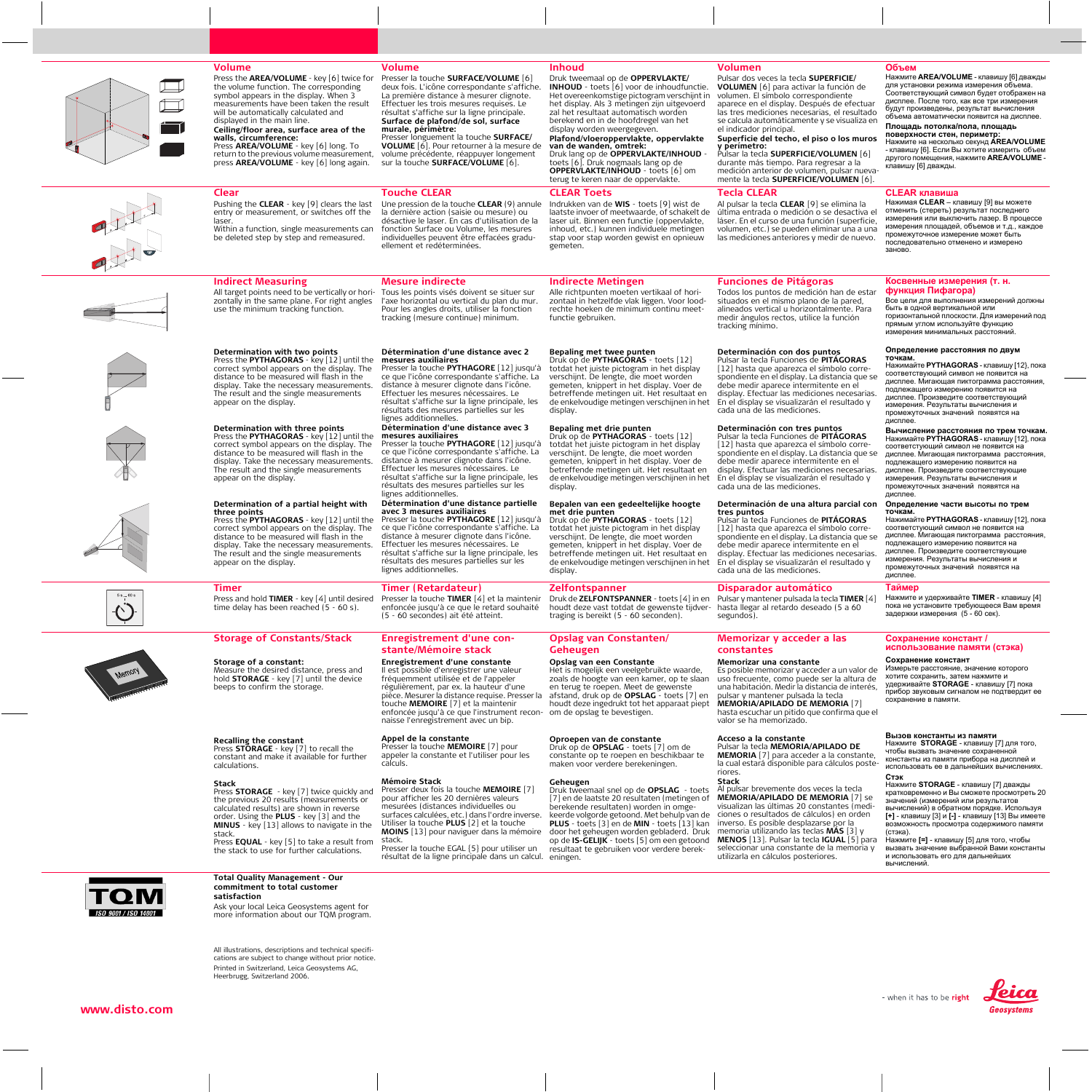## Volume

Press the **AREA/VOLUME** - key [6] twice for the volume function. The corresponding symbol appears in the display. When 3 measurements have been taken the result will be automatically calculated and displayed in the main line.

**Ceiling/floor area, surface area of the walls, circumference:**
Press **AREA/VOLUME** - key [6] long. To return to the previous volume measurement, press **AREA/VOLUME** - key [6] long again.

## Clear

Pushing the **CLEAR** - key [9] clears the last entry or measurement, or switches off the laser.
Within a function, single measurements can be deleted step by step and remeasured.

## Indirect Measuring

All target points need to be vertically or horizontally in the same plane. For right angles use the minimum tracking function.

**Determination with two points**
Press the **PYTHAGORAS** - key [12] until the correct symbol appears on the display. The distance to be measured will flash in the display. Take the necessary measurements. The result and the single measurements appear on the display.

**Determination with three points**
Press the **PYTHAGORAS** - key [12] until the correct symbol appears on the display. The distance to be measured will flash in the display. Take the necessary measurements. The result and the single measurements appear on the display.

**Determination of a partial height with three points**
Press the **PYTHAGORAS** - key [12] until the correct symbol appears on the display. The distance to be measured will flash in the display. Take the necessary measurements. The result and the single measurements appear on the display.

## Timer

Press and hold **TIMER** - key [4] until desired time delay has been reached (5 - 60 s).

## Storage of Constants/Stack

**Storage of a constant:**
Measure the desired distance, press and hold **STORAGE** - key [7] until the device beeps to confirm the storage.

**Recalling the constant**
Press **STORAGE** - key [7] to recall the constant and make it available for further calculations.

**Stack**
Press **STORAGE** - key [7] twice quickly and the previous 20 results (measurements or calculated results) are shown in reverse order. Using the **PLUS** - key [3] and the **MINUS** - key [13] allows to navigate in the stack.
Press **EQUAL** - key [5] to take a result from the stack to use for further calculations.

---

## Volume

Presser la touche **SURFACE/VOLUME** [6] deux fois. L'icône correspondante s'affiche. La première distance à mesurer clignote. Effectuer les trois mesures requises. Le résultat s'affiche sur la ligne principale.

**Surface de plafond/de sol, surface murale, périmètre:**
Presser longuement la touche **SURFACE/VOLUME** [6]. Pour retourner à la mesure de volume précédente, réappuyer longement sur la touche **SURFACE/VOLUME** [6].

## Touche CLEAR

Une pression de la touche **CLEAR** (9) annule la dernière action (saisie ou mesure) ou désactive le laser. En cas d'utilisation de la fonction Surface ou Volume, les mesures individuelles peuvent être effacées graduellement et redéterminées.

## Mesure indirecte

Tous les points visés doivent se situer sur l'axe horizontal ou vertical du plan du mur. Pour les angles droits, utiliser la fonction tracking (mesure continue) minimum.

**Détermination d'une distance avec 2 mesures auxiliaires**
Presser la touche **PYTHAGORE** [12] jusqu'à ce que l'icône correspondante s'affiche. La distance à mesurer clignote dans l'icône. Effectuer les mesures nécessaires. Le résultat s'affiche sur la ligne principale, les résultats des mesures partielles sur les lignes additionnelles.

**Détermination d'une distance avec 3 mesures auxiliaires**
Presser la touche **PYTHAGORE** [12] jusqu'à ce que l'icône correspondante s'affiche. La distance à mesurer clignote dans l'icône. Effectuer les mesures nécessaires. Le résultat s'affiche sur la ligne principale, les résultats des mesures partielles sur les lignes additionnelles.

**Détermination d'une distance partielle avec 3 mesures auxiliaires**
Presser la touche **PYTHAGORE** [12] jusqu'à ce que l'icône correspondante s'affiche. La distance à mesurer clignote dans l'icône. Effectuer les mesures nécessaires. Le résultat s'affiche sur la ligne principale, les résultats des mesures partielles sur les lignes additionnelles.

## Timer (Retardateur)

Presser la touche **TIMER** [4] et la maintenir enfoncée jusqu'à ce que le retard souhaité (5 - 60 secondes) ait été atteint.

## Enregistrement d'une constante/Mémoire stack

**Enregistrement d'une constante**
Il est possible d'enregistrer une valeur fréquemment utilisée et de l'appeler régulièrement, par ex. la hauteur d'une pièce. Mesurer la distance requise. Presser la touche **MEMOIRE** [7] et la maintenir enfoncée jusqu'à ce que l'instrument reconnaisse l'enregistrement avec un bip.

**Appel de la constante**
Presser la touche **MEMOIRE** [7] pour appeler la constante et l'utiliser pour les calculs.

**Mémoire Stack**
Presser deux fois la touche **MEMOIRE** [7] pour afficher les 20 dernières valeurs mesurées (distances individuelles ou surfaces calculées, etc.) dans l'ordre inverse. Utiliser la touche **PLUS** [2] et la touche **MOINS** [13] pour naviguer dans la mémoire stack.
Presser la touche EGAL [5] pour utiliser un résultat de la ligne principale dans un calcul.

---

## Inhoud

Druk tweemaal op de **OPPERVLAKTE/INHOUD** - toets [6] voor de inhoudfunctie. Het overeenkomstige pictogram verschijnt in het display. Als 3 metingen zijn uitgevoerd zal het resultaat automatisch worden berekend en in de hoofdregel van het display worden weergegeven.

**Plafond/vloeroppervlakte, oppervlakte van de wanden, omtrek:**
Druk lang op de **OPPERVLAKTE/INHOUD** - toets [6]. Druk nogmaals lang op de **OPPERVLAKTE/INHOUD** - toets [6] om terug te keren naar de oppervlakte.

## CLEAR Toets

Indrukken van de **WIS** - toets [9] wist de laatste invoer of meetwaarde, of schakelt de laser uit. Binnen een functie (oppervlakte, inhoud, etc.) kunnen individuele metingen stap voor stap worden gewist en opnieuw gemeten.

## Indirecte Metingen

Alle richtpunten moeten vertikaal of horizontaal in hetzelfde vlak liggen. Voor loodrechte hoeken de minimum continu meetfunctie gebruiken.

**Bepaling met twee punten**
Druk op de **PYTHAGORAS** - toets [12] totdat het juiste pictogram in het display verschijnt. De lengte, die moet worden gemeten, knippert in het display. Voer de betreffende metingen uit. Het resultaat en de enkelvoudige metingen verschijnen in het display.

**Bepaling met drie punten**
Druk op de **PYTHAGORAS** - toets [12] totdat het juiste pictogram in het display verschijnt. De lengte, die moet worden gemeten, knippert in het display. Voer de betreffende metingen uit. Het resultaat en de enkelvoudige metingen verschijnen in het display.

**Bepalen van een gedeeltelijke hoogte met drie punten**
Druk op de **PYTHAGORAS** - toets [12] totdat het juiste pictogram in het display verschijnt. De lengte, die moet worden gemeten, knippert in het display. Voer de betreffende metingen uit. Het resultaat en de enkelvoudige metingen verschijnen in het display.

## Zelfontspanner

Druk de **ZELFONTSPANNER** - toets [4] in en houdt deze vast totdat de gewenste tijdvertraging is bereikt (5 - 60 seconden).

## Opslag van Constanten/Geheugen

**Opslag van een Constante**
Het is mogelijk een veelgebruikte waarde, zoals de hoogte van een kamer, op te slaan en terug te roepen. Meet de gewenste afstand, druk op de **OPSLAG** - toets [7] en houdt deze ingedrukt tot het apparaat piept om de opslag te bevestigen.

**Oproepen van de constante**
Druk op de **OPSLAG** - toets [7] om de constante op te roepen en beschikbaar te maken voor verdere berekeningen.

**Geheugen**
Druk tweemaal snel op de **OPSLAG** - toets [7] en de laatste 20 resultaten (metingen of berekende resultaten) worden in omgekeerde volgorde getoond. Met behulp van de **PLUS** - toets [3] en de **MIN** - toets [13] kan door het geheugen worden gebladerd. Druk op de **IS-GELIJK** - toets [5] om een getoond resultaat te gebruiken voor verdere berekeningen.

---

## Volumen

Pulsar dos veces la tecla **SUPERFICIE/VOLUMEN** [6] para activar la función de volumen. El símbolo correspondiente aparece en el display. Después de efectuar las tres mediciones necesarias, el resultado se calcula automáticamente y se visualiza en el indicador principal.

**Superficie del techo, el piso o los muros y perímetro:**
Pulsar la tecla **SUPERFICIE/VOLUMEN** [6] durante más tiempo. Para regresar a la medición anterior de volumen, pulsar nuevamente la tecla **SUPERFICIE/VOLUMEN** [6].

## Tecla CLEAR

Al pulsar la tecla **CLEAR** [9] se elimina la última entrada o medición o se desactiva el láser. En el curso de una función (superficie, volumen, etc.) se pueden eliminar una a una las mediciones anteriores y medir de nuevo.

## Funciones de Pitágoras

Todos los puntos de medición han de estar situados en el mismo plano de la pared, alineados vertical u horizontalmente. Para medir ángulos rectos, utilice la función tracking mínimo.

**Determinación con dos puntos**
Pulsar la tecla Funciones de **PITÁGORAS** [12] hasta que aparezca el símbolo correspondiente en el display. La distancia que se debe medir aparece intermitente en el display. Efectuar las mediciones necesarias. En el display se visualizarán el resultado y cada una de las mediciones.

**Determinación con tres puntos**
Pulsar la tecla Funciones de **PITÁGORAS** [12] hasta que aparezca el símbolo correspondiente en el display. La distancia que se debe medir aparece intermitente en el display. Efectuar las mediciones necesarias. En el display se visualizarán el resultado y cada una de las mediciones.

**Determinación de una altura parcial con tres puntos**
Pulsar la tecla Funciones de **PITÁGORAS** [12] hasta que aparezca el símbolo correspondiente en el display. La distancia que se debe medir aparece intermitente en el display. Efectuar las mediciones necesarias. En el display se visualizarán el resultado y cada una de las mediciones.

## Disparador automático

Pulsar y mantener pulsada la tecla **TIMER** [4] hasta llegar al retardo deseado (5 a 60 segundos).

## Memorizar y acceder a las constantes

**Memorizar una constante**
Es posible memorizar y acceder a un valor de uso frecuente, como puede ser la altura de una habitación. Medir la distancia de interés, pulsar y mantener pulsada la tecla **MEMORIA/APILADO DE MEMORIA** [7] hasta escuchar un pitido que confirma que el valor se ha memorizado.

**Acceso a la constante**
Pulsar la tecla **MEMORIA/APILADO DE MEMORIA** [7] para acceder a la constante, la cual estará disponible para cálculos posteriores.

**Stack**
Al pulsar brevemente dos veces la tecla **MEMORIA/APILADO DE MEMORIA** [7] se visualizan las últimas 20 constantes (mediciones o resultados de cálculos) en orden inverso. Es posible desplazarse por la memoria utilizando las teclas **MÁS** [3] y **MENOS** [13]. Pulsar la tecla **IGUAL** [5] para seleccionar una constante de la memoria y utilizarla en cálculos posteriores.

---

## Объем

Нажмите **AREA/VOLUME** - клавишу [6] дважды для установки режима измерения объема. Соответствующий символ будет отображен на дисплее. После того, как все три измерения будут произведены, результат вычисления объема автоматически появится на дисплее.

**Площадь потолка/пола, площадь поверхности стен, периметр:**
Нажмите на несколько секунд **AREA/VOLUME** - клавишу [6]. Если Вы хотите измерить объем другого помещения, нажмите **AREA/VOLUME** - клавишу [6] дважды.

## CLEAR клавиша

Нажимая **CLEAR** – клавишу [9] вы можете отменить (стереть) результат последнего измерения или выключить лазер. В процессе измерения площадей, объемов и т.д., каждое промежуточное измерение может быть последовательно отменено и измерено заново.

## Косвенные измерения (т. н. функция Пифагора)

Все цели для выполнения измерений должны быть в одной вертикальной или горизонтальной плоскости. Для измерений под прямым углом используйте функцию измерения минимальных расстояний.

**Определение расстояния по двум точкам.**
Нажимайте **PYTHAGORAS** - клавишу [12], пока соответствующий символ не появится на дисплее. Мигающая пиктограмма расстояния, подлежащего измерению появится на дисплее. Произведите соответствующие измерения. Результаты вычисления и промежуточных значений появятся на дисплее.

**Вычисление расстояния по трем точкам.**
Нажимайте **PYTHAGORAS** - клавишу [12], пока соответствующий символ не появится на дисплее. Мигающая пиктограмма расстояния, подлежащего измерению появится на дисплее. Произведите соответствующие измерения. Результаты вычисления и промежуточных значений появятся на дисплее.

**Определение части высоты по трем точкам.**
Нажимайте **PYTHAGORAS** - клавишу [12], пока соответствующий символ не появится на дисплее. Мигающая пиктограмма расстояния, подлежащего измерению появится на дисплее. Произведите соответствующие измерения. Результаты вычисления и промежуточных значений появятся на дисплее.

## Таймер

Нажмите и удерживайте **TIMER** - клавишу [4] пока не установите требующееся Вам время задержки измерения (5 - 60 сек).

## Сохранение констант / использование памяти (стэка)

**Сохранение констант**
Измерьте расстояние, значение которого хотите сохранить, затем нажмите и удерживайте **STORAGE** - клавишу [7] пока прибор звуковым сигналом не подтвердит ее сохранение в памяти.

**Вызов константы из памяти**
Нажмите **STORAGE** - клавишу [7] для того, чтобы вызвать значение сохраненной константы из памяти прибора на дисплей и использовать ее в дальнейших вычислениях.

**Стэк**
Нажмите **STORAGE** - клавишу [7] дважды кратковременно и Вы сможете просмотреть 20 значений (измерений или результатов вычислений) в обратном порядке. Используя **[+]** - клавишу [3] и **[-]** - клавишу [13] Вы имеете возможность просмотра содержимого памяти (стэка).
Нажмите **[=]** - клавишу [5] для того, чтобы вызвать значение выбранной Вами константы и использовать его для дальнейших вычислений.

---

TQM
ISO 9001 / ISO 14001

**Total Quality Management - Our commitment to total customer satisfaction**

Ask your local Leica Geosystems agent for more information about our TQM program.

All illustrations, descriptions and technical specifications are subject to change without prior notice.

Printed in Switzerland, Leica Geosystems AG, Heerbrugg, Switzerland 2006.

**www.disto.com**

- when it has to be **right**

Leica Geosystems